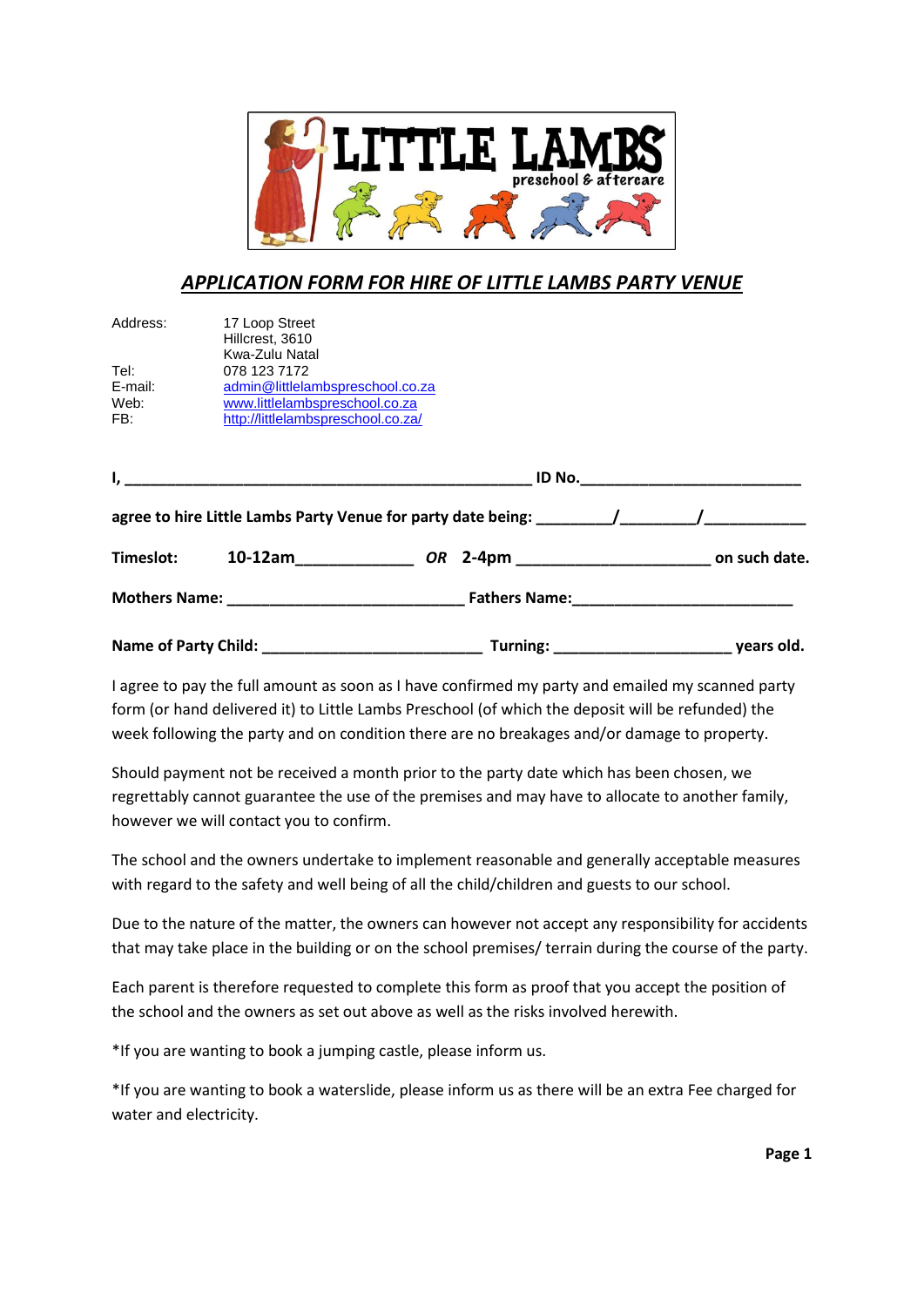LITTLE LAMBS preschool & aftercare

## *APPLICATION FORM FOR HIRE OF LITTLE LAMBS PARTY VENUE*

| | |
|---|---|
| Address: | 17 Loop Street<br>Hillcrest, 3610<br>Kwa-Zulu Natal |
| Tel: | 078 123 7172 |
| E-mail: | admin@littlelambspreschool.co.za |
| Web: | www.littlelambspreschool.co.za |
| FB: | http://littlelambspreschool.co.za/ |

**I, ________________________________________________ ID No.__________________________**

**agree to hire Little Lambs Party Venue for party date being: _________/_________/____________**

**Timeslot: 10-12am_____________ *OR* 2-4pm ______________________ on such date.**

**Mothers Name: ____________________________ Fathers Name:_________________________**

**Name of Party Child: __________________________ Turning: _____________________ years old.**

I agree to pay the full amount as soon as I have confirmed my party and emailed my scanned party form (or hand delivered it) to Little Lambs Preschool (of which the deposit will be refunded) the week following the party and on condition there are no breakages and/or damage to property.

Should payment not be received a month prior to the party date which has been chosen, we regrettably cannot guarantee the use of the premises and may have to allocate to another family, however we will contact you to confirm.

The school and the owners undertake to implement reasonable and generally acceptable measures with regard to the safety and well being of all the child/children and guests to our school.

Due to the nature of the matter, the owners can however not accept any responsibility for accidents that may take place in the building or on the school premises/ terrain during the course of the party.

Each parent is therefore requested to complete this form as proof that you accept the position of the school and the owners as set out above as well as the risks involved herewith.

*If you are wanting to book a jumping castle, please inform us.

*If you are wanting to book a waterslide, please inform us as there will be an extra Fee charged for water and electricity.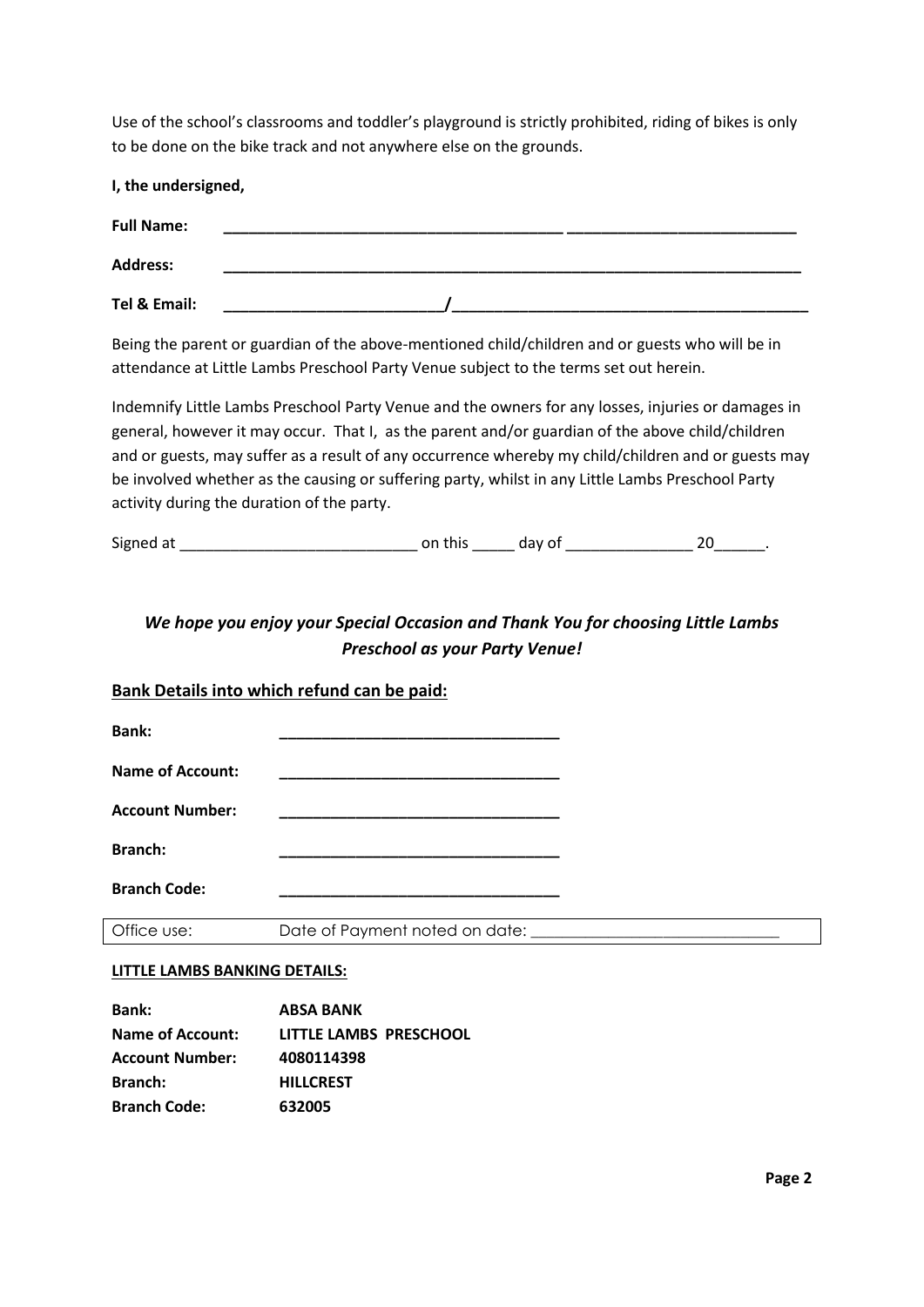Use of the school's classrooms and toddler's playground is strictly prohibited, riding of bikes is only to be done on the bike track and not anywhere else on the grounds.

**I, the undersigned,**

**Full Name:** _______________________________________ ___________________________

**Address:** ___________________________________________________________________

**Tel & Email:** _________________________/_________________________________________

Being the parent or guardian of the above-mentioned child/children and or guests who will be in attendance at Little Lambs Preschool Party Venue subject to the terms set out herein.

Indemnify Little Lambs Preschool Party Venue and the owners for any losses, injuries or damages in general, however it may occur. That I, as the parent and/or guardian of the above child/children and or guests, may suffer as a result of any occurrence whereby my child/children and or guests may be involved whether as the causing or suffering party, whilst in any Little Lambs Preschool Party activity during the duration of the party.

Signed at ____________________________ on this _____ day of _______________ 20______.

***We hope you enjoy your Special Occasion and Thank You for choosing Little Lambs Preschool as your Party Venue!***

**<u>Bank Details into which refund can be paid:</u>**

**Bank:** _________________________________

**Name of Account:** _________________________________

**Account Number:** _________________________________

**Branch:** _________________________________

**Branch Code:** _________________________________

| Office use: | Date of Payment noted on date: _____________________________ |
|---|---|

**<u>LITTLE LAMBS BANKING DETAILS:</u>**

| | |
|---|---|
| **Bank:** | **ABSA BANK** |
| **Name of Account:** | **LITTLE LAMBS PRESCHOOL** |
| **Account Number:** | **4080114398** |
| **Branch:** | **HILLCREST** |
| **Branch Code:** | **632005** |